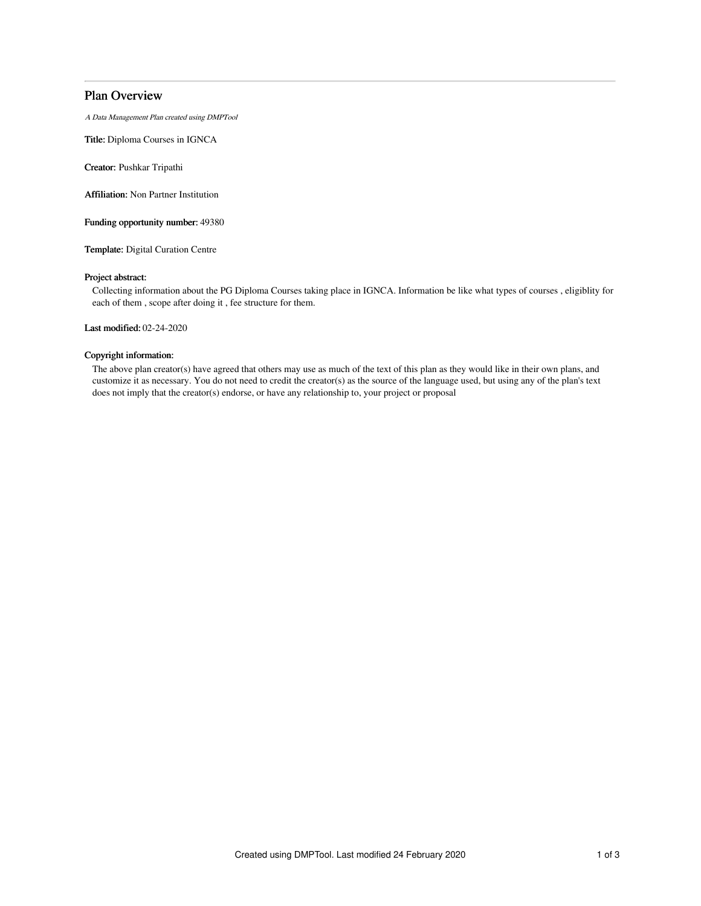# Plan Overview

*A Data Management Plan created using DMPTool*

**Title:** Diploma Courses in IGNCA

**Creator:** Pushkar Tripathi

**Affiliation:** Non Partner Institution

**Funding opportunity number:** 49380

**Template:** Digital Curation Centre

**Project abstract:**

Collecting information about the PG Diploma Courses taking place in IGNCA. Information be like what types of courses , eligiblity for each of them , scope after doing it , fee structure for them.

**Last modified:** 02-24-2020

**Copyright information:**

The above plan creator(s) have agreed that others may use as much of the text of this plan as they would like in their own plans, and customize it as necessary. You do not need to credit the creator(s) as the source of the language used, but using any of the plan's text does not imply that the creator(s) endorse, or have any relationship to, your project or proposal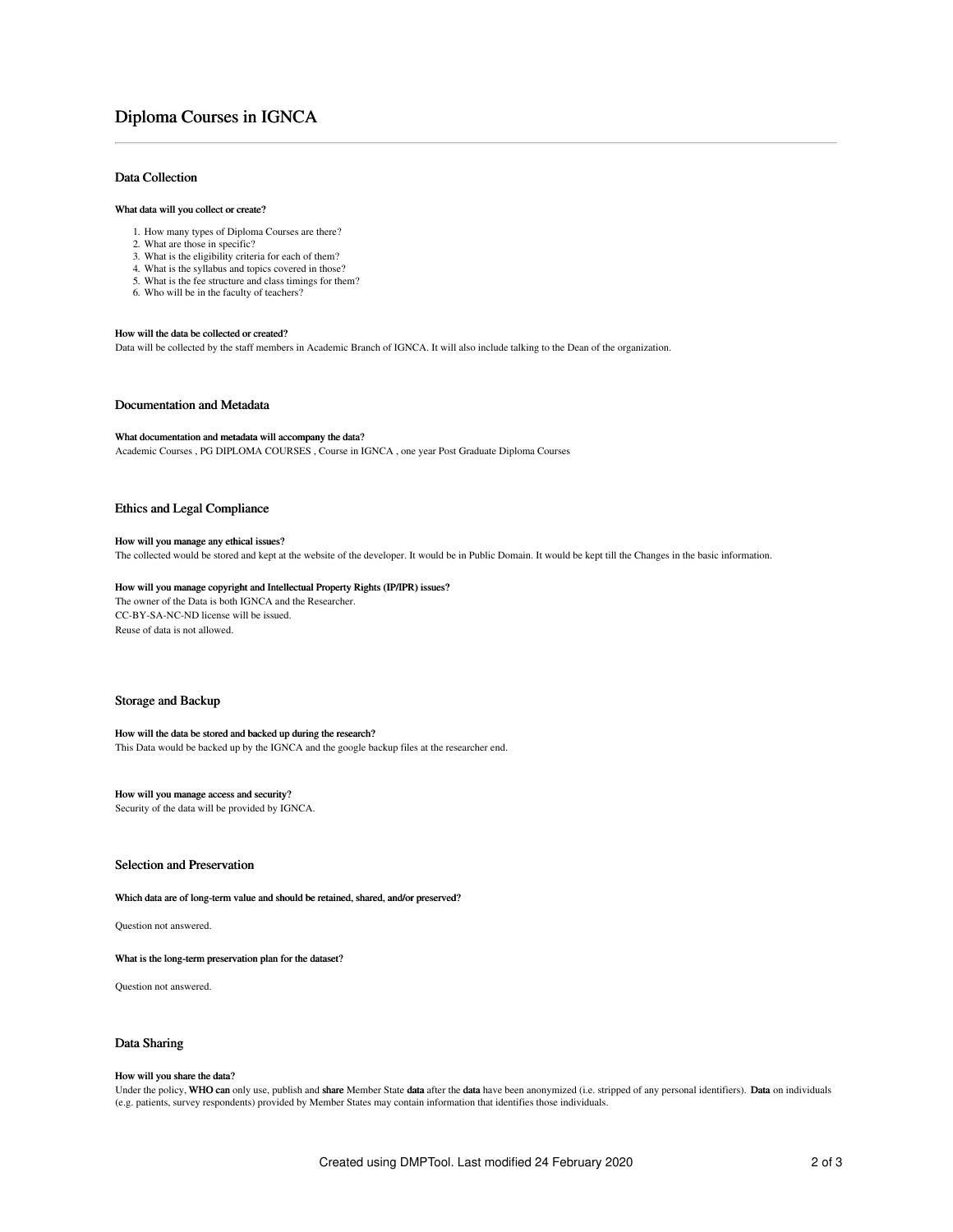# Diploma Courses in IGNCA

## Data Collection

#### What data will you collect or create?

1. How many types of Diploma Courses are there?
2. What are those in specific?
3. What is the eligibility criteria for each of them?
4. What is the syllabus and topics covered in those?
5. What is the fee structure and class timings for them?
6. Who will be in the faculty of teachers?

#### How will the data be collected or created?

Data will be collected by the staff members in Academic Branch of IGNCA. It will also include talking to the Dean of the organization.

## Documentation and Metadata

#### What documentation and metadata will accompany the data?

Academic Courses , PG DIPLOMA COURSES , Course in IGNCA , one year Post Graduate Diploma Courses

## Ethics and Legal Compliance

#### How will you manage any ethical issues?

The collected would be stored and kept at the website of the developer. It would be in Public Domain. It would be kept till the Changes in the basic information.

#### How will you manage copyright and Intellectual Property Rights (IP/IPR) issues?

The owner of the Data is both IGNCA and the Researcher.
CC-BY-SA-NC-ND license will be issued.
Reuse of data is not allowed.

## Storage and Backup

#### How will the data be stored and backed up during the research?

This Data would be backed up by the IGNCA and the google backup files at the researcher end.

#### How will you manage access and security?

Security of the data will be provided by IGNCA.

## Selection and Preservation

#### Which data are of long-term value and should be retained, shared, and/or preserved?

Question not answered.

#### What is the long-term preservation plan for the dataset?

Question not answered.

## Data Sharing

#### How will you share the data?

Under the policy, **WHO can** only use, publish and **share** Member State **data** after the **data** have been anonymized (i.e. stripped of any personal identifiers). **Data** on individuals (e.g. patients, survey respondents) provided by Member States may contain information that identifies those individuals.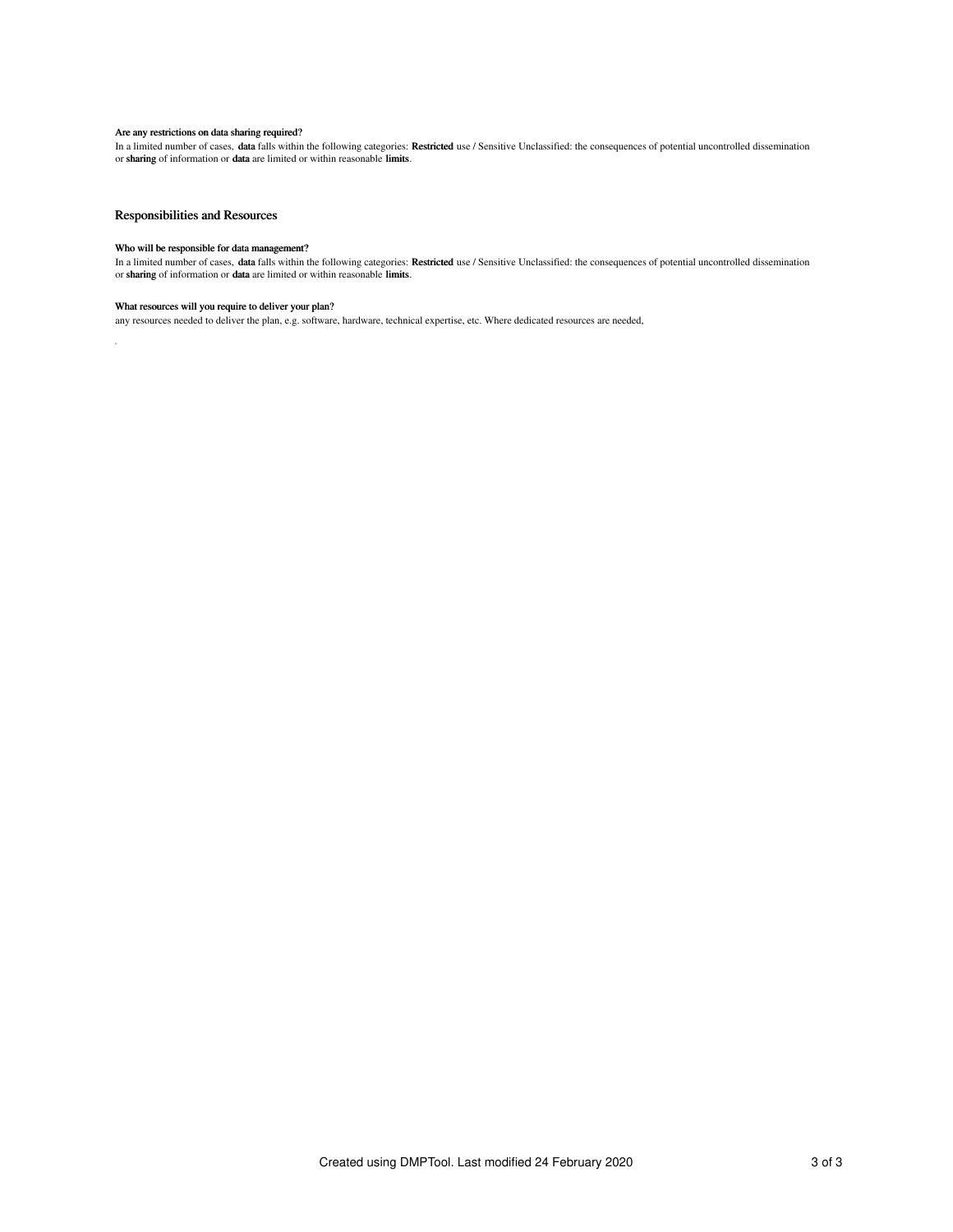#### Are any restrictions on data sharing required?

In a limited number of cases, **data** falls within the following categories: **Restricted** use / Sensitive Unclassified: the consequences of potential uncontrolled dissemination or **sharing** of information or **data** are limited or within reasonable **limits**.

### Responsibilities and Resources

#### Who will be responsible for data management?

In a limited number of cases, **data** falls within the following categories: **Restricted** use / Sensitive Unclassified: the consequences of potential uncontrolled dissemination or **sharing** of information or **data** are limited or within reasonable **limits**.

#### What resources will you require to deliver your plan?

any resources needed to deliver the plan, e.g. software, hardware, technical expertise, etc. Where dedicated resources are needed,

.